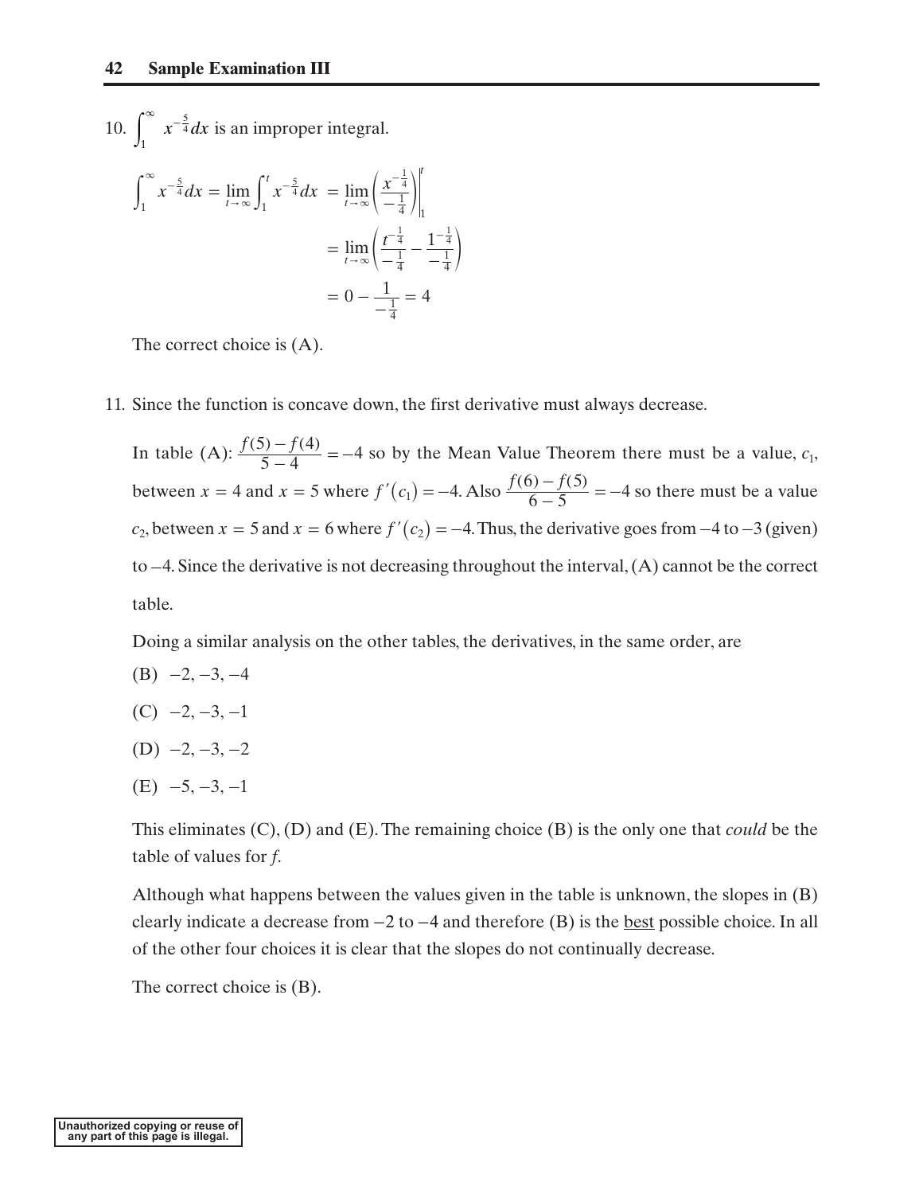10. $\int_1^{\infty} x^{-\frac{5}{4}} dx$ is an improper integral.

$$\int_1^{\infty} x^{-\frac{5}{4}} dx = \lim_{t \to \infty} \int_1^t x^{-\frac{5}{4}} dx = \lim_{t \to \infty} \left( \frac{x^{-\frac{1}{4}}}{-\frac{1}{4}} \right) \Bigg|_1^t$$

$$= \lim_{t \to \infty} \left( \frac{t^{-\frac{1}{4}}}{-\frac{1}{4}} - \frac{1^{-\frac{1}{4}}}{-\frac{1}{4}} \right)$$

$$= 0 - \frac{1}{-\frac{1}{4}} = 4$$

The correct choice is (A).

11. Since the function is concave down, the first derivative must always decrease.

In table (A): $\frac{f(5) - f(4)}{5 - 4} = -4$ so by the Mean Value Theorem there must be a value, $c_1$, between $x = 4$ and $x = 5$ where $f'(c_1) = -4$. Also $\frac{f(6) - f(5)}{6 - 5} = -4$ so there must be a value $c_2$, between $x = 5$ and $x = 6$ where $f'(c_2) = -4$. Thus, the derivative goes from $-4$ to $-3$ (given) to $-4$. Since the derivative is not decreasing throughout the interval, (A) cannot be the correct table.

Doing a similar analysis on the other tables, the derivatives, in the same order, are

(B) $-2, -3, -4$

(C) $-2, -3, -1$

(D) $-2, -3, -2$

(E) $-5, -3, -1$

This eliminates (C), (D) and (E). The remaining choice (B) is the only one that *could* be the table of values for *f*.

Although what happens between the values given in the table is unknown, the slopes in (B) clearly indicate a decrease from $-2$ to $-4$ and therefore (B) is the best possible choice. In all of the other four choices it is clear that the slopes do not continually decrease.

The correct choice is (B).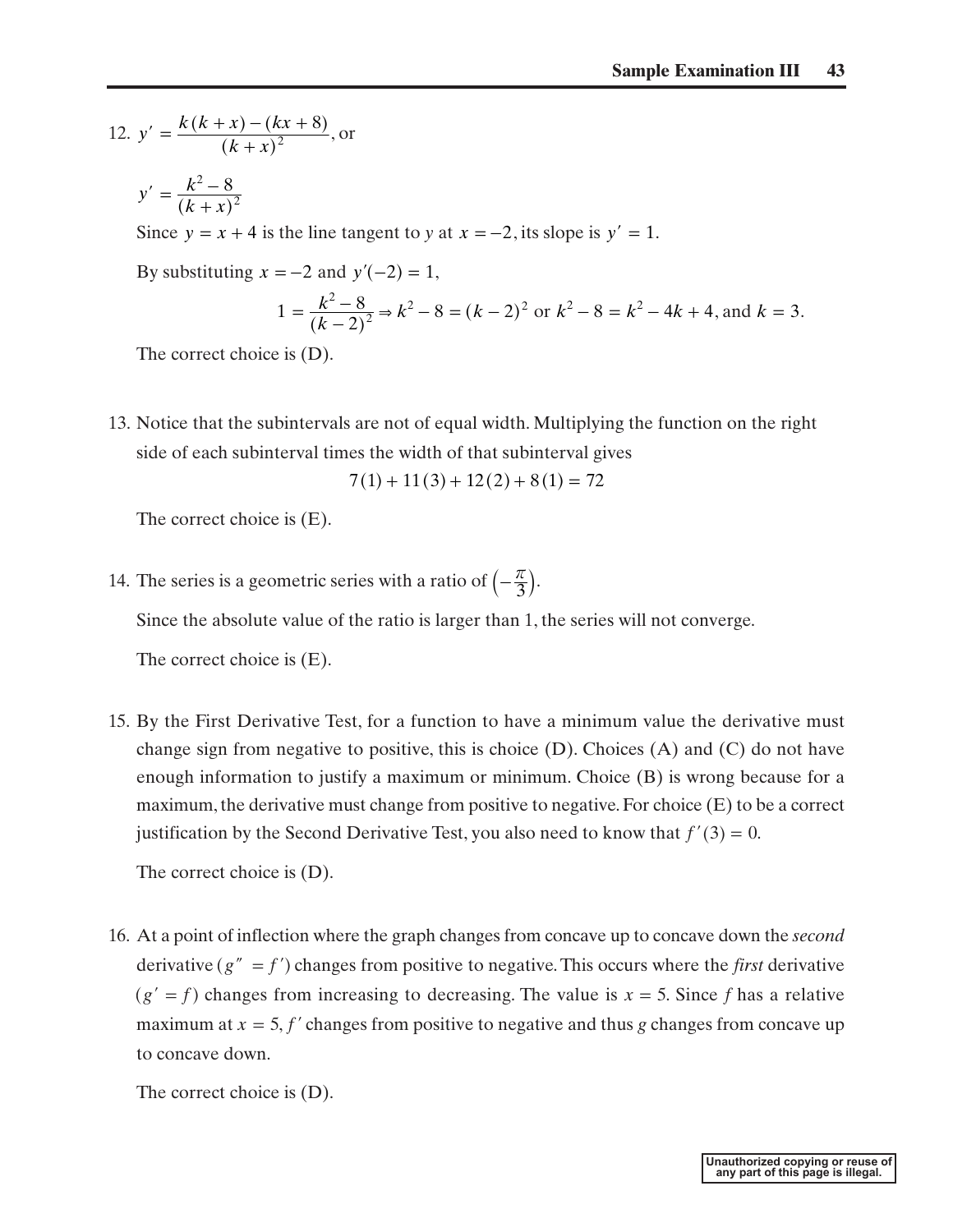12. $y' = \dfrac{k(k+x) - (kx+8)}{(k+x)^2}$, or

$y' = \dfrac{k^2 - 8}{(k+x)^2}$

Since $y = x + 4$ is the line tangent to $y$ at $x = -2$, its slope is $y' = 1$.

By substituting $x = -2$ and $y'(-2) = 1$,

$$1 = \frac{k^2 - 8}{(k-2)^2} \Rightarrow k^2 - 8 = (k-2)^2 \text{ or } k^2 - 8 = k^2 - 4k + 4, \text{ and } k = 3.$$

The correct choice is (D).

13. Notice that the subintervals are not of equal width. Multiplying the function on the right side of each subinterval times the width of that subinterval gives

$$7(1) + 11(3) + 12(2) + 8(1) = 72$$

The correct choice is (E).

14. The series is a geometric series with a ratio of $\left(-\frac{\pi}{3}\right)$.

Since the absolute value of the ratio is larger than 1, the series will not converge.

The correct choice is (E).

15. By the First Derivative Test, for a function to have a minimum value the derivative must change sign from negative to positive, this is choice (D). Choices (A) and (C) do not have enough information to justify a maximum or minimum. Choice (B) is wrong because for a maximum, the derivative must change from positive to negative. For choice (E) to be a correct justification by the Second Derivative Test, you also need to know that $f'(3) = 0$.

The correct choice is (D).

16. At a point of inflection where the graph changes from concave up to concave down the *second* derivative ($g'' = f'$) changes from positive to negative. This occurs where the *first* derivative ($g' = f$) changes from increasing to decreasing. The value is $x = 5$. Since $f$ has a relative maximum at $x = 5$, $f'$ changes from positive to negative and thus $g$ changes from concave up to concave down.

The correct choice is (D).